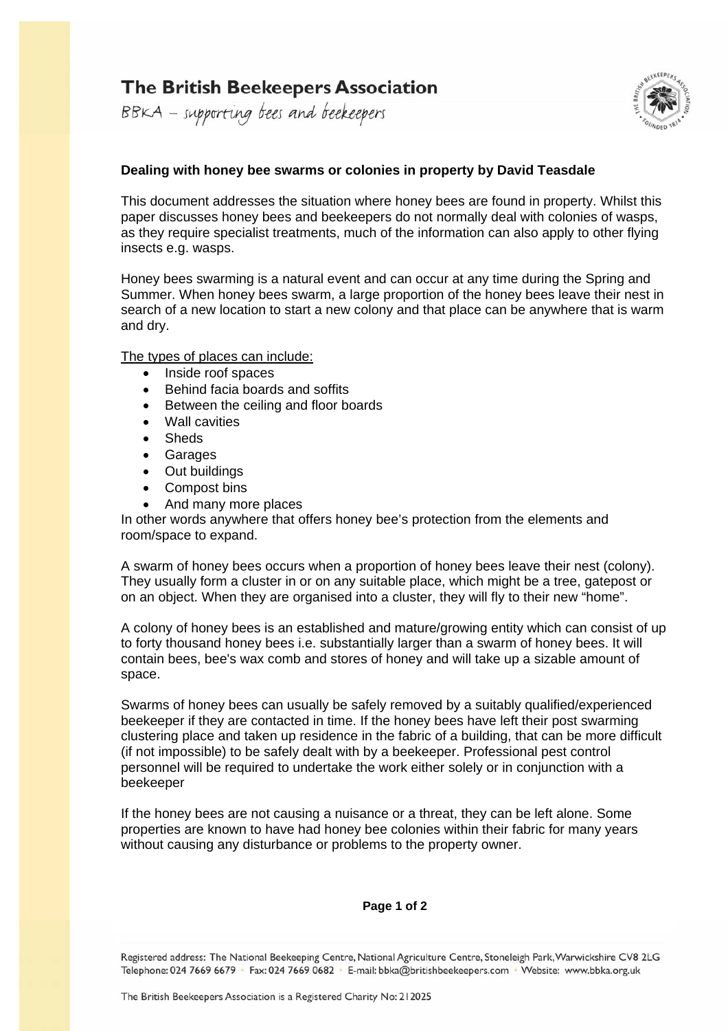# The British Beekeepers Association

BBKA – supporting bees and beekeepers

**Dealing with honey bee swarms or colonies in property by David Teasdale**

This document addresses the situation where honey bees are found in property. Whilst this paper discusses honey bees and beekeepers do not normally deal with colonies of wasps, as they require specialist treatments, much of the information can also apply to other flying insects e.g. wasps.

Honey bees swarming is a natural event and can occur at any time during the Spring and Summer. When honey bees swarm, a large proportion of the honey bees leave their nest in search of a new location to start a new colony and that place can be anywhere that is warm and dry.

The types of places can include:

- Inside roof spaces
- Behind facia boards and soffits
- Between the ceiling and floor boards
- Wall cavities
- Sheds
- Garages
- Out buildings
- Compost bins
- And many more places

In other words anywhere that offers honey bee's protection from the elements and room/space to expand.

A swarm of honey bees occurs when a proportion of honey bees leave their nest (colony). They usually form a cluster in or on any suitable place, which might be a tree, gatepost or on an object. When they are organised into a cluster, they will fly to their new "home".

A colony of honey bees is an established and mature/growing entity which can consist of up to forty thousand honey bees i.e. substantially larger than a swarm of honey bees. It will contain bees, bee's wax comb and stores of honey and will take up a sizable amount of space.

Swarms of honey bees can usually be safely removed by a suitably qualified/experienced beekeeper if they are contacted in time. If the honey bees have left their post swarming clustering place and taken up residence in the fabric of a building, that can be more difficult (if not impossible) to be safely dealt with by a beekeeper. Professional pest control personnel will be required to undertake the work either solely or in conjunction with a beekeeper

If the honey bees are not causing a nuisance or a threat, they can be left alone. Some properties are known to have had honey bee colonies within their fabric for many years without causing any disturbance or problems to the property owner.

Registered address: The National Beekeeping Centre, National Agriculture Centre, Stoneleigh Park, Warwickshire CV8 2LG
Telephone: 024 7669 6679 · Fax: 024 7669 0682 · E-mail: bbka@britishbeekeepers.com · Website: www.bbka.org.uk

The British Beekeepers Association is a Registered Charity No: 212025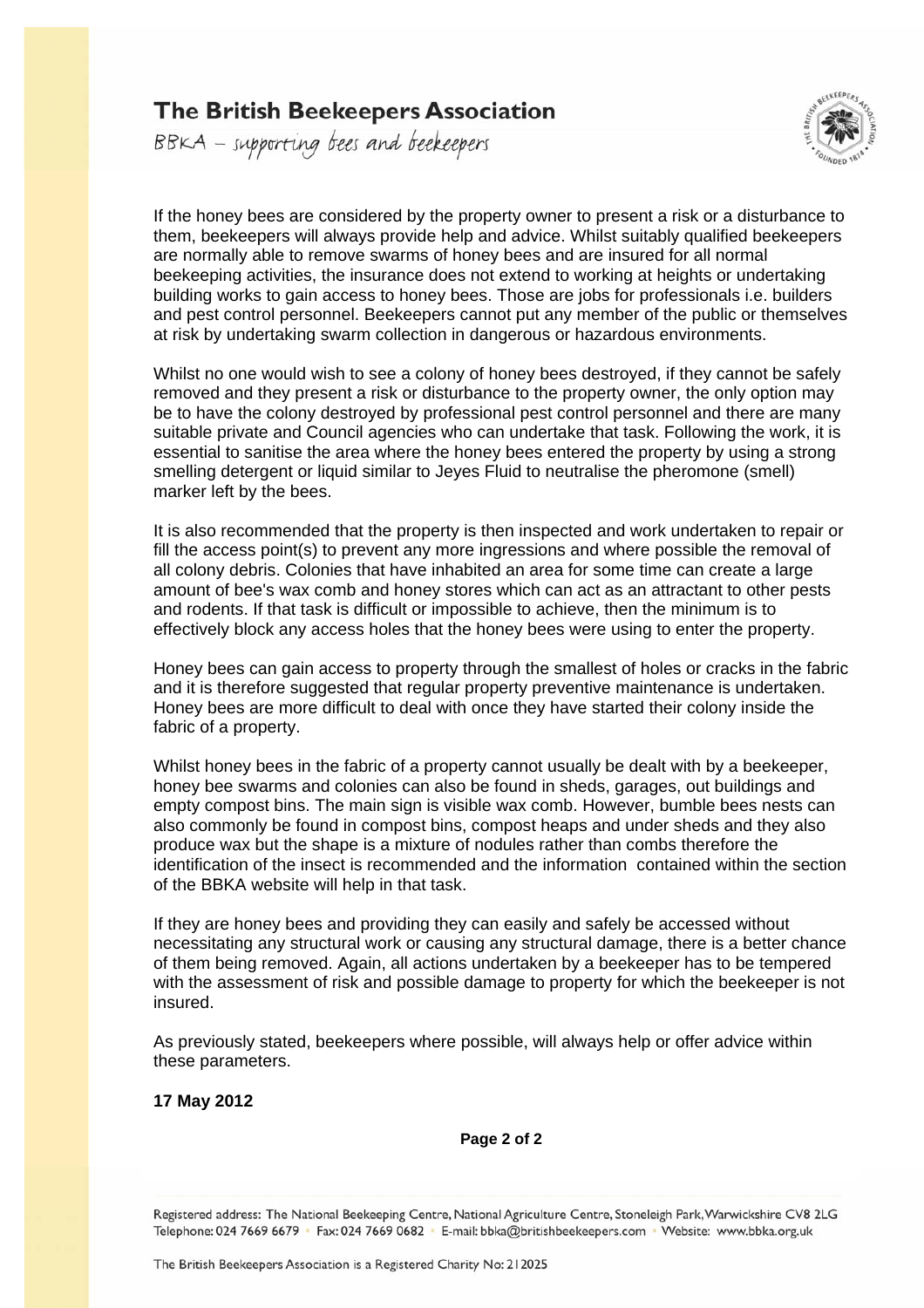If the honey bees are considered by the property owner to present a risk or a disturbance to them, beekeepers will always provide help and advice. Whilst suitably qualified beekeepers are normally able to remove swarms of honey bees and are insured for all normal beekeeping activities, the insurance does not extend to working at heights or undertaking building works to gain access to honey bees. Those are jobs for professionals i.e. builders and pest control personnel. Beekeepers cannot put any member of the public or themselves at risk by undertaking swarm collection in dangerous or hazardous environments.

Whilst no one would wish to see a colony of honey bees destroyed, if they cannot be safely removed and they present a risk or disturbance to the property owner, the only option may be to have the colony destroyed by professional pest control personnel and there are many suitable private and Council agencies who can undertake that task. Following the work, it is essential to sanitise the area where the honey bees entered the property by using a strong smelling detergent or liquid similar to Jeyes Fluid to neutralise the pheromone (smell) marker left by the bees.

It is also recommended that the property is then inspected and work undertaken to repair or fill the access point(s) to prevent any more ingressions and where possible the removal of all colony debris. Colonies that have inhabited an area for some time can create a large amount of bee's wax comb and honey stores which can act as an attractant to other pests and rodents. If that task is difficult or impossible to achieve, then the minimum is to effectively block any access holes that the honey bees were using to enter the property.

Honey bees can gain access to property through the smallest of holes or cracks in the fabric and it is therefore suggested that regular property preventive maintenance is undertaken. Honey bees are more difficult to deal with once they have started their colony inside the fabric of a property.

Whilst honey bees in the fabric of a property cannot usually be dealt with by a beekeeper, honey bee swarms and colonies can also be found in sheds, garages, out buildings and empty compost bins. The main sign is visible wax comb. However, bumble bees nests can also commonly be found in compost bins, compost heaps and under sheds and they also produce wax but the shape is a mixture of nodules rather than combs therefore the identification of the insect is recommended and the information contained within the section of the BBKA website will help in that task.

If they are honey bees and providing they can easily and safely be accessed without necessitating any structural work or causing any structural damage, there is a better chance of them being removed. Again, all actions undertaken by a beekeeper has to be tempered with the assessment of risk and possible damage to property for which the beekeeper is not insured.

As previously stated, beekeepers where possible, will always help or offer advice within these parameters.

**17 May 2012**